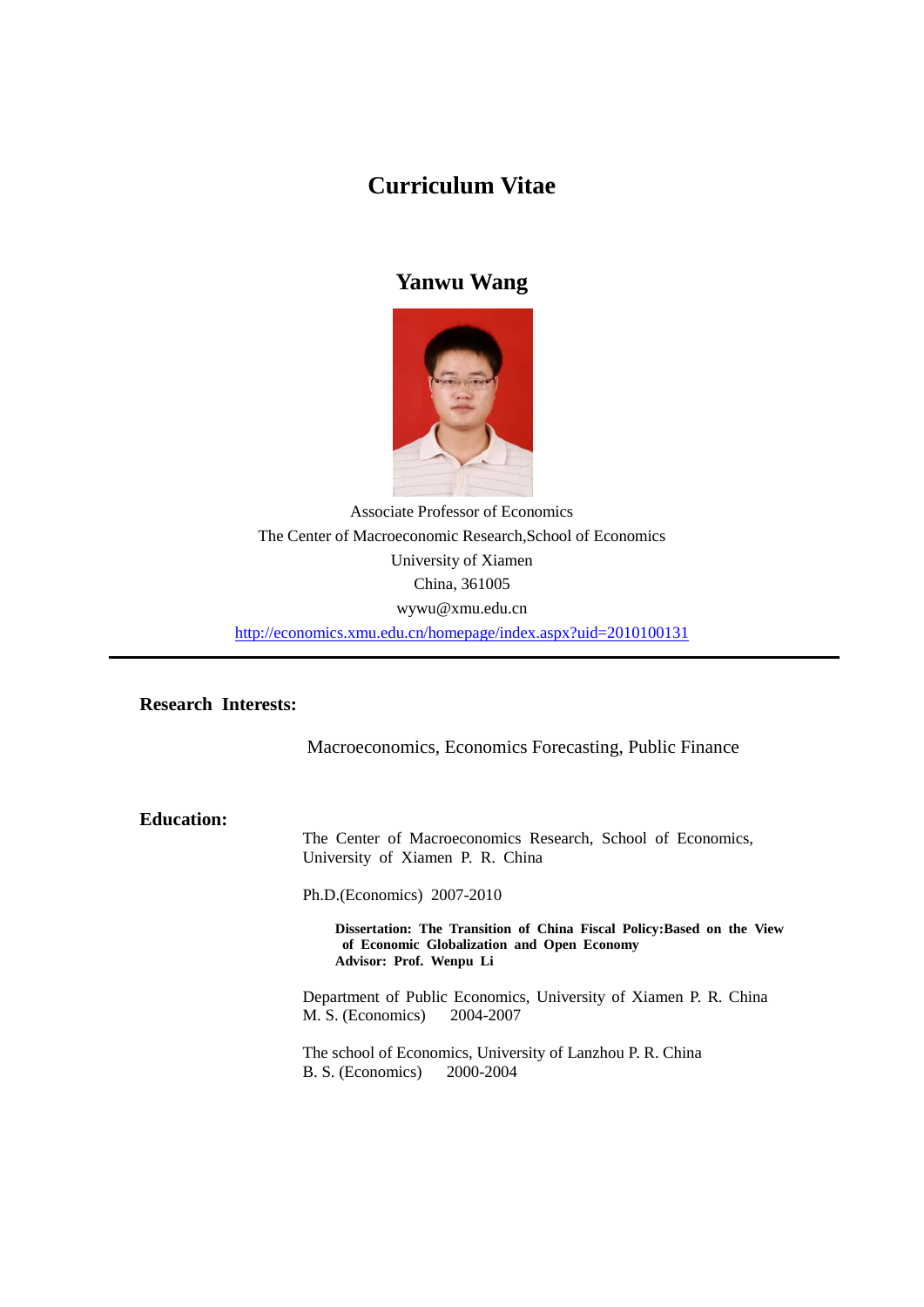# Curriculum Vitae

## Yanwu Wang

Associate Professor of Economics
The Center of Macroeconomic Research,School of Economics
University of Xiamen
China, 361005
wywu@xmu.edu.cn
http://economics.xmu.edu.cn/homepage/index.aspx?uid=2010100131

---

**Research Interests:**

Macroeconomics, Economics Forecasting, Public Finance

**Education:**

The Center of Macroeconomics Research, School of Economics, University of Xiamen P. R. China

Ph.D.(Economics) 2007-2010

> **Dissertation: The Transition of China Fiscal Policy:Based on the View of Economic Globalization and Open Economy**
> **Advisor: Prof. Wenpu Li**

Department of Public Economics, University of Xiamen P. R. China
M. S. (Economics) 2004-2007

The school of Economics, University of Lanzhou P. R. China
B. S. (Economics) 2000-2004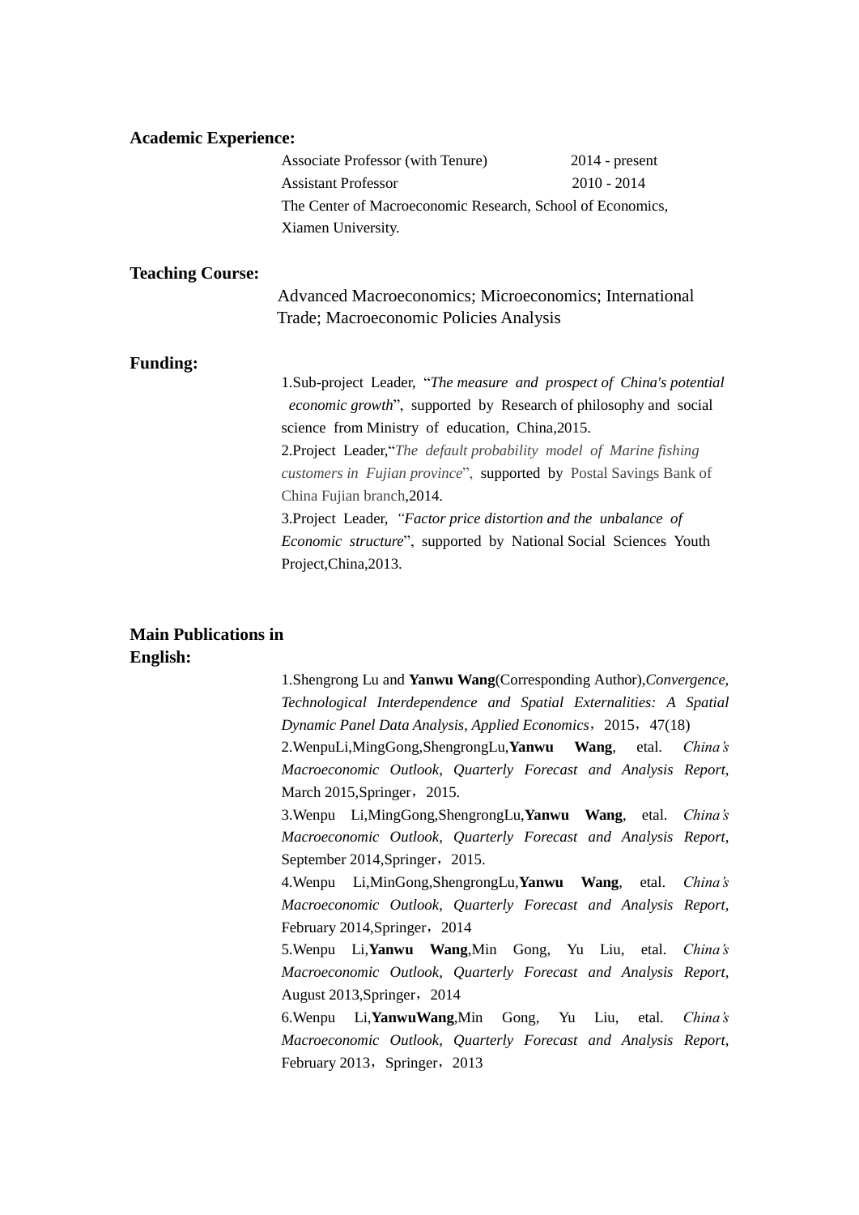**Academic Experience:**

Associate Professor (with Tenure) 2014 - present
Assistant Professor 2010 - 2014
The Center of Macroeconomic Research, School of Economics, Xiamen University.

**Teaching Course:**

Advanced Macroeconomics; Microeconomics; International Trade; Macroeconomic Policies Analysis

**Funding:**

1.Sub-project Leader, "*The measure and prospect of China's potential economic growth*", supported by Research of philosophy and social science from Ministry of education, China,2015.
2.Project Leader,"*The default probability model of Marine fishing customers in Fujian province*", supported by Postal Savings Bank of China Fujian branch,2014.
3.Project Leader, *"Factor price distortion and the unbalance of Economic structure*", supported by National Social Sciences Youth Project,China,2013.

**Main Publications in English:**

1.Shengrong Lu and **Yanwu Wang**(Corresponding Author),*Convergence, Technological Interdependence and Spatial Externalities: A Spatial Dynamic Panel Data Analysis*, *Applied Economics*，2015，47(18)
2.WenpuLi,MingGong,ShengrongLu,**Yanwu Wang**, etal. *China's Macroeconomic Outlook, Quarterly Forecast and Analysis Report*, March 2015,Springer，2015.
3.Wenpu Li,MingGong,ShengrongLu,**Yanwu Wang**, etal. *China's Macroeconomic Outlook, Quarterly Forecast and Analysis Report*, September 2014,Springer，2015.
4.Wenpu Li,MinGong,ShengrongLu,**Yanwu Wang**, etal. *China's Macroeconomic Outlook, Quarterly Forecast and Analysis Report*, February 2014,Springer，2014
5.Wenpu Li,**Yanwu Wang**,Min Gong, Yu Liu, etal. *China's Macroeconomic Outlook*, *Quarterly Forecast and Analysis Report*, August 2013,Springer，2014
6.Wenpu Li,**YanwuWang**,Min Gong, Yu Liu, etal. *China's Macroeconomic Outlook*, *Quarterly Forecast and Analysis Report*, February 2013，Springer，2013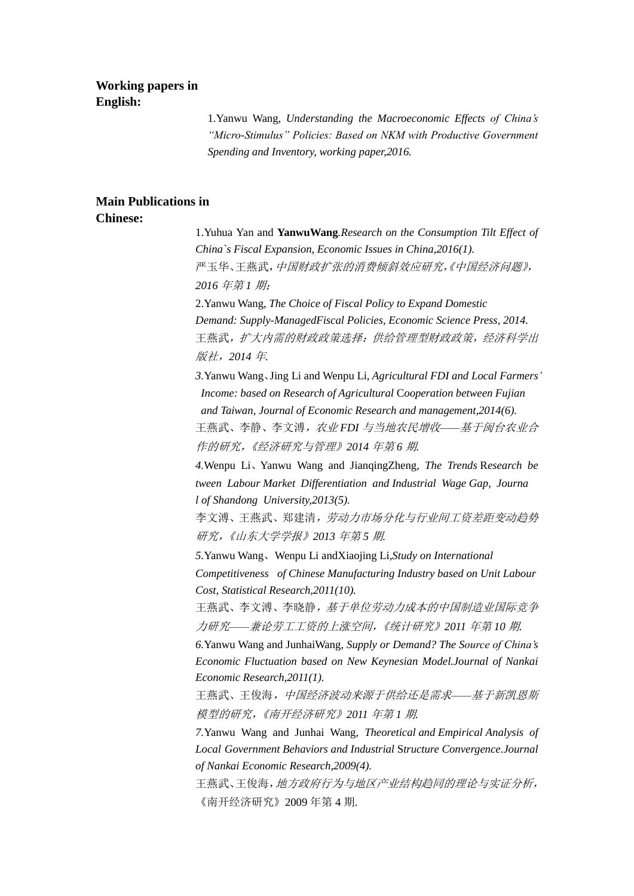**Working papers in English:**

1.Yanwu Wang, *Understanding the Macroeconomic Effects of China's "Micro-Stimulus" Policies: Based on NKM with Productive Government Spending and Inventory, working paper,2016.*

**Main Publications in Chinese:**

1.Yuhua Yan and **YanwuWang**.*Research on the Consumption Tilt Effect of China`s Fiscal Expansion, Economic Issues in China,2016(1).*
严玉华、王燕武，*中国财政扩张的消费倾斜效应研究，《中国经济问题》，2016 年第 1 期；*

2.Yanwu Wang, *The Choice of Fiscal Policy to Expand Domestic Demand: Supply-ManagedFiscal Policies, Economic Science Press, 2014.*
王燕武，*扩大内需的财政政策选择：供给管理型财政政策，经济科学出版社，2014 年.*

*3.*Yanwu Wang、Jing Li and Wenpu Li, *Agricultural FDI and Local Farmers' Income: based on Research of Agricultural* Cooperation *between Fujian and Taiwan, Journal of Economic Research and management,2014(6).*
王燕武、李静、李文溥，*农业 FDI 与当地农民增收——基于闽台农业合作的研究，《经济研究与管理》2014 年第 6 期.*

*4.*Wenpu Li、Yanwu Wang and JianqingZheng, *The Trends* R*esearch between Labour Market Differentiation and Industrial Wage Gap*, *Journal of Shandong University,2013(5).*
李文溥、王燕武、郑建清，*劳动力市场分化与行业间工资差距变动趋势研究，《山东大学学报》2013 年第 5 期.*

*5.*Yanwu Wang、Wenpu Li andXiaojing Li,*Study on International Competitiveness of Chinese Manufacturing Industry based on Unit Labour Cost, Statistical Research,2011(10).*
王燕武、李文溥、李晓静，*基于单位劳动力成本的中国制造业国际竞争力研究——兼论劳工工资的上涨空间，《统计研究》2011 年第 10 期.*

*6.*Yanwu Wang and JunhaiWang, *Supply or Demand? The Source of China's Economic Fluctuation based on New Keynesian Model.Journal of Nankai Economic Research,2011(1).*
王燕武、王俊海，*中国经济波动来源于供给还是需求——基于新凯恩斯模型的研究，《南开经济研究》2011 年第 1 期.*

*7.*Yanwu Wang and Junhai Wang, *Theoretical and Empirical Analysis of Local Government Behaviors and Industrial* S*tructure Convergence.Journal of Nankai Economic Research,2009(4).*
王燕武、王俊海，*地方政府行为与地区产业结构趋同的理论与实证分析，*《南开经济研究》2009 年第 4 期.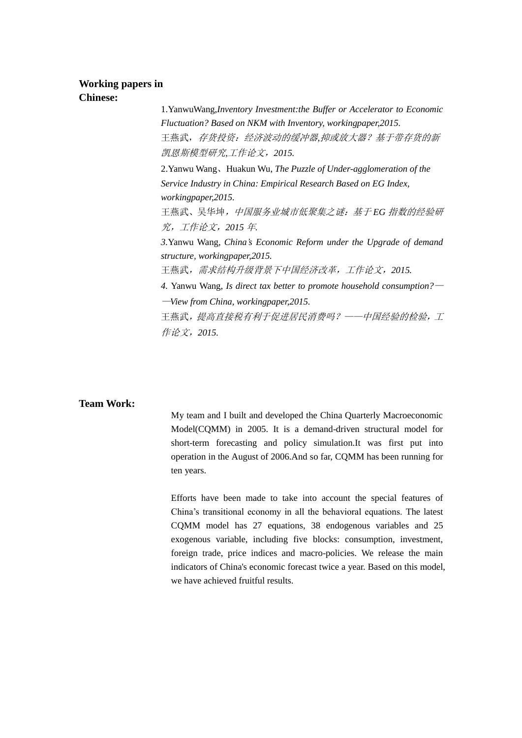**Working papers in Chinese:**

1.YanwuWang,*Inventory Investment:the Buffer or Accelerator to Economic Fluctuation? Based on NKM with Inventory, workingpaper,2015.*
王燕武，*存货投资：经济波动的缓冲器,抑或放大器？基于带存货的新凯恩斯模型研究,工作论文，2015.*

2.Yanwu Wang、Huakun Wu, *The Puzzle of Under-agglomeration of the Service Industry in China: Empirical Research Based on EG Index, workingpaper,2015.*
王燕武、吴华坤，*中国服务业城市低聚集之谜：基于EG指数的经验研究，工作论文，2015年.*

*3.*Yanwu Wang, *China's Economic Reform under the Upgrade of demand structure, workingpaper,2015.*
王燕武，*需求结构升级背景下中国经济改革，工作论文，2015.*

*4.* Yanwu Wang, *Is direct tax better to promote household consumption?——View from China, workingpaper,2015.*
王燕武，*提高直接税有利于促进居民消费吗？——中国经验的检验，工作论文，2015.*

**Team Work:**

My team and I built and developed the China Quarterly Macroeconomic Model(CQMM) in 2005. It is a demand-driven structural model for short-term forecasting and policy simulation.It was first put into operation in the August of 2006.And so far, CQMM has been running for ten years.

Efforts have been made to take into account the special features of China's transitional economy in all the behavioral equations. The latest CQMM model has 27 equations, 38 endogenous variables and 25 exogenous variable, including five blocks: consumption, investment, foreign trade, price indices and macro-policies. We release the main indicators of China's economic forecast twice a year. Based on this model, we have achieved fruitful results.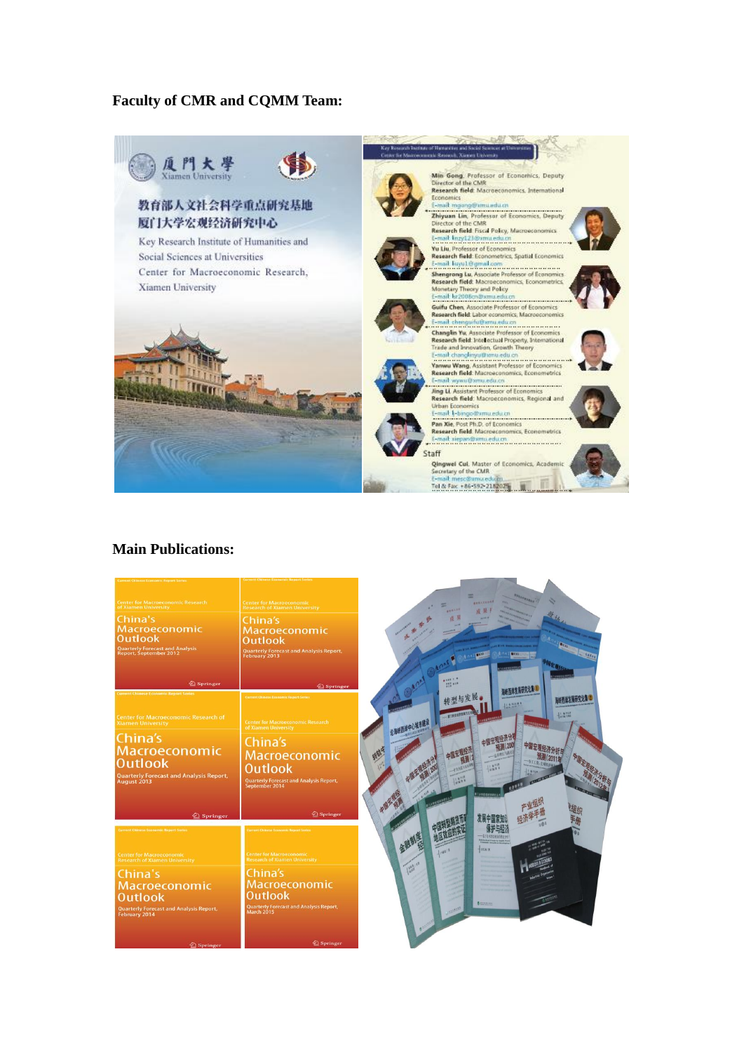**Faculty of CMR and CQMM Team:**

厦門大學
Xiamen University

教育部人文社会科学重点研究基地
厦门大学宏观经济研究中心

Key Research Institute of Humanities and Social Sciences at Universities

Center for Macroeconomic Research, Xiamen University

Key Research Institute of Humanities and Social Sciences at Universities
Center for Macroeconomic Research, Xiamen University

**Min Gong**, Professor of Economics, Deputy Director of the CMR
**Research field**: Macroeconomics, International Economics
E-mail: mgong@xmu.edu.cn

**Zhiyuan Lin**, Professor of Economics, Deputy Director of the CMR
**Research field**: Fiscal Policy, Macroeconomics
E-mail: lnzy123@xmu.edu.cn

**Yu Liu**, Professor of Economics
**Research field**: Econometrics, Spatial Economics
E-mail: liuyu1@gmail.com

**Shengrong Lu**, Associate Professor of Economics
**Research field**: Macroeconomics, Econometrics, Monetary Theory and Policy
E-mail: lsr2008cn@xmu.edu.cn

**Guifu Chen**, Associate Professor of Economics
**Research field**: Labor economics, Macroeconomics
E-mail: chenguifu@xmu.edu.cn

**Changlin Yu**, Associate Professor of Economics
**Research field**: Intellectual Property, International Trade and Innovation, Growth Theory
E-mail: changlinyu@xmu.edu.cn

**Yanwu Wang**, Assistant Professor of Economics
**Research field**: Macroeconomics, Econometrics
E-mail: wywu@xmu.edu.cn

**Jing Li**, Assistant Professor of Economics
**Research field**: Macroeconomics, Regional and Urban Economics
E-mail: l-bingo@xmu.edu.cn

**Pan Xie**, Post Ph.D. of Economics
**Research field**: Macroeconomics, Econometrics
E-mail: xiepan@xmu.edu.cn

Staff

**Qingwei Cui**, Master of Economics, Academic Secretary of the CMR
E-mail: mesc@xmu.edu.cn
Tel & Fax: +86-592-2182026

**Main Publications:**

Current Chinese Economic Report Series
Center for Macroeconomic Research of Xiamen University
China's Macroeconomic Outlook
Quarterly Forecast and Analysis Report, September 2012
Springer

Current Chinese Economic Report Series
Center for Macroeconomic Research of Xiamen University
China's Macroeconomic Outlook
Quarterly Forecast and Analysis Report, February 2013
Springer

Current Chinese Economic Report Series
Center for Macroeconomic Research of Xiamen University
China's Macroeconomic Outlook
Quarterly Forecast and Analysis Report, August 2013
Springer

Current Chinese Economic Report Series
Center for Macroeconomic Research of Xiamen University
China's Macroeconomic Outlook
Quarterly Forecast and Analysis Report, September 2014
Springer

Current Chinese Economic Report Series
Center for Macroeconomic Research of Xiamen University
China's Macroeconomic Outlook
Quarterly Forecast and Analysis Report, February 2014
Springer

Current Chinese Economic Report Series
Center for Macroeconomic Research of Xiamen University
China's Macroeconomic Outlook
Quarterly Forecast and Analysis Report, March 2015
Springer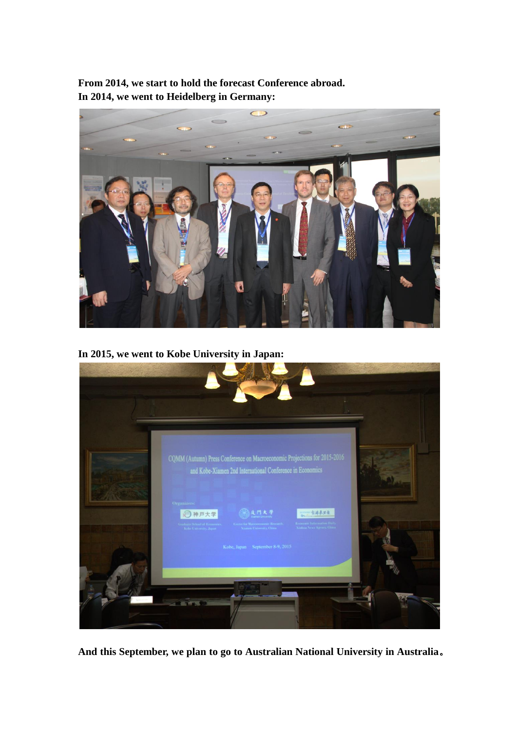**From 2014, we start to hold the forecast Conference abroad.**
**In 2014, we went to Heidelberg in Germany:**

**In 2015, we went to Kobe University in Japan:**

**And this September, we plan to go to Australian National University in Australia。**